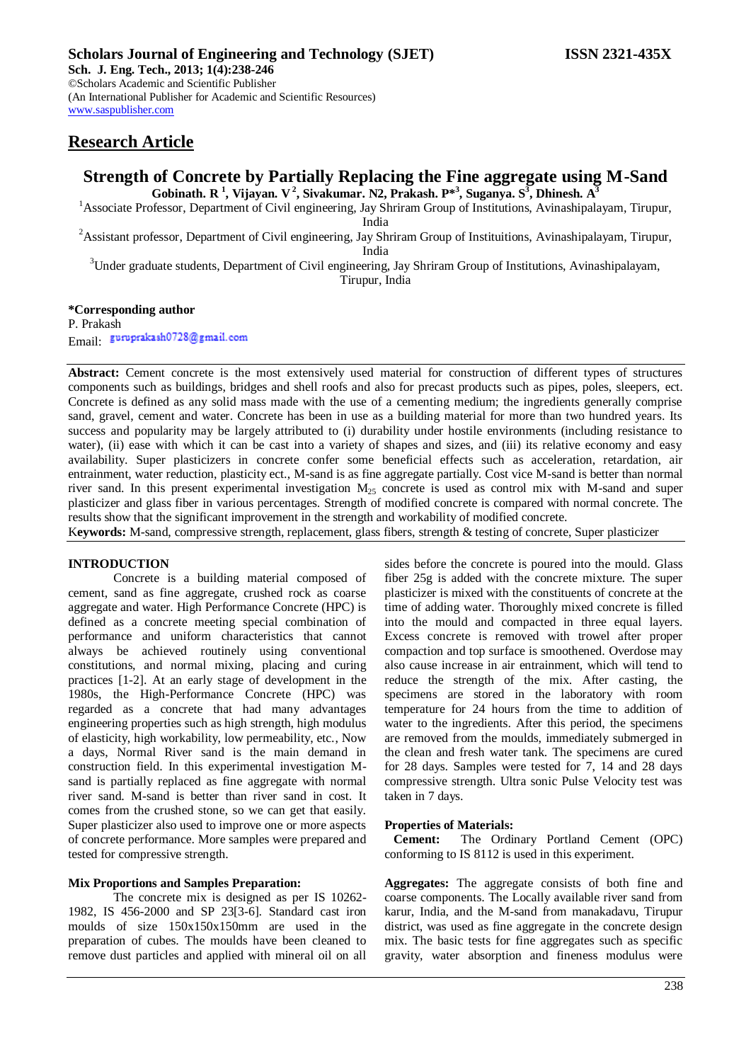**Scholars Journal of Engineering and Technology (SJET) ISSN 2321-435X**
**Sch. J. Eng. Tech., 2013; 1(4):238-246**
©Scholars Academic and Scientific Publisher
(An International Publisher for Academic and Scientific Resources)
www.saspublisher.com

## Research Article

# Strength of Concrete by Partially Replacing the Fine aggregate using M-Sand

**Gobinath. R [1], Vijayan. V [2], Sivakumar. N2, Prakash. P*[3], Suganya. S[3], Dhinesh. A[3]**

[1]Associate Professor, Department of Civil engineering, Jay Shriram Group of Institutions, Avinashipalayam, Tirupur, India

[2]Assistant professor, Department of Civil engineering, Jay Shriram Group of Instituitions, Avinashipalayam, Tirupur, India

[3]Under graduate students, Department of Civil engineering, Jay Shriram Group of Institutions, Avinashipalayam, Tirupur, India

**\*Corresponding author**
P. Prakash
Email: guruprakash0728@gmail.com

**Abstract:** Cement concrete is the most extensively used material for construction of different types of structures components such as buildings, bridges and shell roofs and also for precast products such as pipes, poles, sleepers, ect. Concrete is defined as any solid mass made with the use of a cementing medium; the ingredients generally comprise sand, gravel, cement and water. Concrete has been in use as a building material for more than two hundred years. Its success and popularity may be largely attributed to (i) durability under hostile environments (including resistance to water), (ii) ease with which it can be cast into a variety of shapes and sizes, and (iii) its relative economy and easy availability. Super plasticizers in concrete confer some beneficial effects such as acceleration, retardation, air entrainment, water reduction, plasticity ect., M-sand is as fine aggregate partially. Cost vice M-sand is better than normal river sand. In this present experimental investigation $M_{25}$ concrete is used as control mix with M-sand and super plasticizer and glass fiber in various percentages. Strength of modified concrete is compared with normal concrete. The results show that the significant improvement in the strength and workability of modified concrete.

**Keywords:** M-sand, compressive strength, replacement, glass fibers, strength & testing of concrete, Super plasticizer

## INTRODUCTION

Concrete is a building material composed of cement, sand as fine aggregate, crushed rock as coarse aggregate and water. High Performance Concrete (HPC) is defined as a concrete meeting special combination of performance and uniform characteristics that cannot always be achieved routinely using conventional constitutions, and normal mixing, placing and curing practices [1-2]. At an early stage of development in the 1980s, the High-Performance Concrete (HPC) was regarded as a concrete that had many advantages engineering properties such as high strength, high modulus of elasticity, high workability, low permeability, etc., Now a days, Normal River sand is the main demand in construction field. In this experimental investigation M-sand is partially replaced as fine aggregate with normal river sand. M-sand is better than river sand in cost. It comes from the crushed stone, so we can get that easily. Super plasticizer also used to improve one or more aspects of concrete performance. More samples were prepared and tested for compressive strength.

### Mix Proportions and Samples Preparation:

The concrete mix is designed as per IS 10262-1982, IS 456-2000 and SP 23[3-6]. Standard cast iron moulds of size 150x150x150mm are used in the preparation of cubes. The moulds have been cleaned to remove dust particles and applied with mineral oil on all sides before the concrete is poured into the mould. Glass fiber 25g is added with the concrete mixture. The super plasticizer is mixed with the constituents of concrete at the time of adding water. Thoroughly mixed concrete is filled into the mould and compacted in three equal layers. Excess concrete is removed with trowel after proper compaction and top surface is smoothened. Overdose may also cause increase in air entrainment, which will tend to reduce the strength of the mix. After casting, the specimens are stored in the laboratory with room temperature for 24 hours from the time to addition of water to the ingredients. After this period, the specimens are removed from the moulds, immediately submerged in the clean and fresh water tank. The specimens are cured for 28 days. Samples were tested for 7, 14 and 28 days compressive strength. Ultra sonic Pulse Velocity test was taken in 7 days.

### Properties of Materials:

**Cement:** The Ordinary Portland Cement (OPC) conforming to IS 8112 is used in this experiment.

**Aggregates:** The aggregate consists of both fine and coarse components. The Locally available river sand from karur, India, and the M-sand from manakadavu, Tirupur district, was used as fine aggregate in the concrete design mix. The basic tests for fine aggregates such as specific gravity, water absorption and fineness modulus were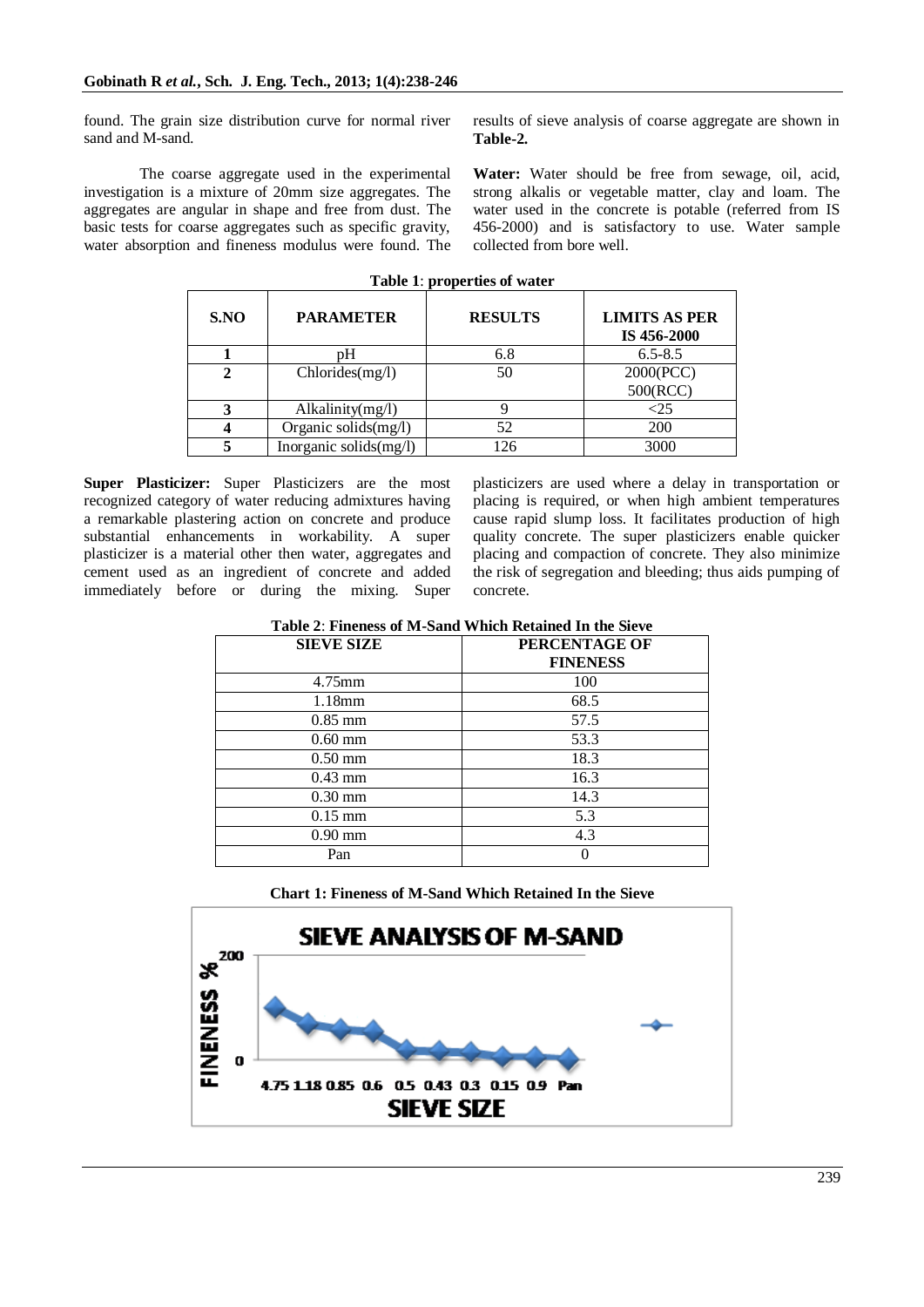found. The grain size distribution curve for normal river sand and M-sand.

The coarse aggregate used in the experimental investigation is a mixture of 20mm size aggregates. The aggregates are angular in shape and free from dust. The basic tests for coarse aggregates such as specific gravity, water absorption and fineness modulus were found. The results of sieve analysis of coarse aggregate are shown in **Table-2.**

**Water:** Water should be free from sewage, oil, acid, strong alkalis or vegetable matter, clay and loam. The water used in the concrete is potable (referred from IS 456-2000) and is satisfactory to use. Water sample collected from bore well.

**Table 1**: **properties of water**

| S.NO | PARAMETER | RESULTS | LIMITS AS PER IS 456-2000 |
|---|---|---|---|
| **1** | pH | 6.8 | 6.5-8.5 |
| **2** | Chlorides(mg/l) | 50 | 2000(PCC) 500(RCC) |
| **3** | Alkalinity(mg/l) | 9 | <25 |
| **4** | Organic solids(mg/l) | 52 | 200 |
| **5** | Inorganic solids(mg/l) | 126 | 3000 |

**Super Plasticizer:** Super Plasticizers are the most recognized category of water reducing admixtures having a remarkable plastering action on concrete and produce substantial enhancements in workability. A super plasticizer is a material other then water, aggregates and cement used as an ingredient of concrete and added immediately before or during the mixing. Super plasticizers are used where a delay in transportation or placing is required, or when high ambient temperatures cause rapid slump loss. It facilitates production of high quality concrete. The super plasticizers enable quicker placing and compaction of concrete. They also minimize the risk of segregation and bleeding; thus aids pumping of concrete.

**Table 2**: **Fineness of M-Sand Which Retained In the Sieve**

| SIEVE SIZE | PERCENTAGE OF FINENESS |
|---|---|
| 4.75mm | 100 |
| 1.18mm | 68.5 |
| 0.85 mm | 57.5 |
| 0.60 mm | 53.3 |
| 0.50 mm | 18.3 |
| 0.43 mm | 16.3 |
| 0.30 mm | 14.3 |
| 0.15 mm | 5.3 |
| 0.90 mm | 4.3 |
| Pan | 0 |

**Chart 1: Fineness of M-Sand Which Retained In the Sieve**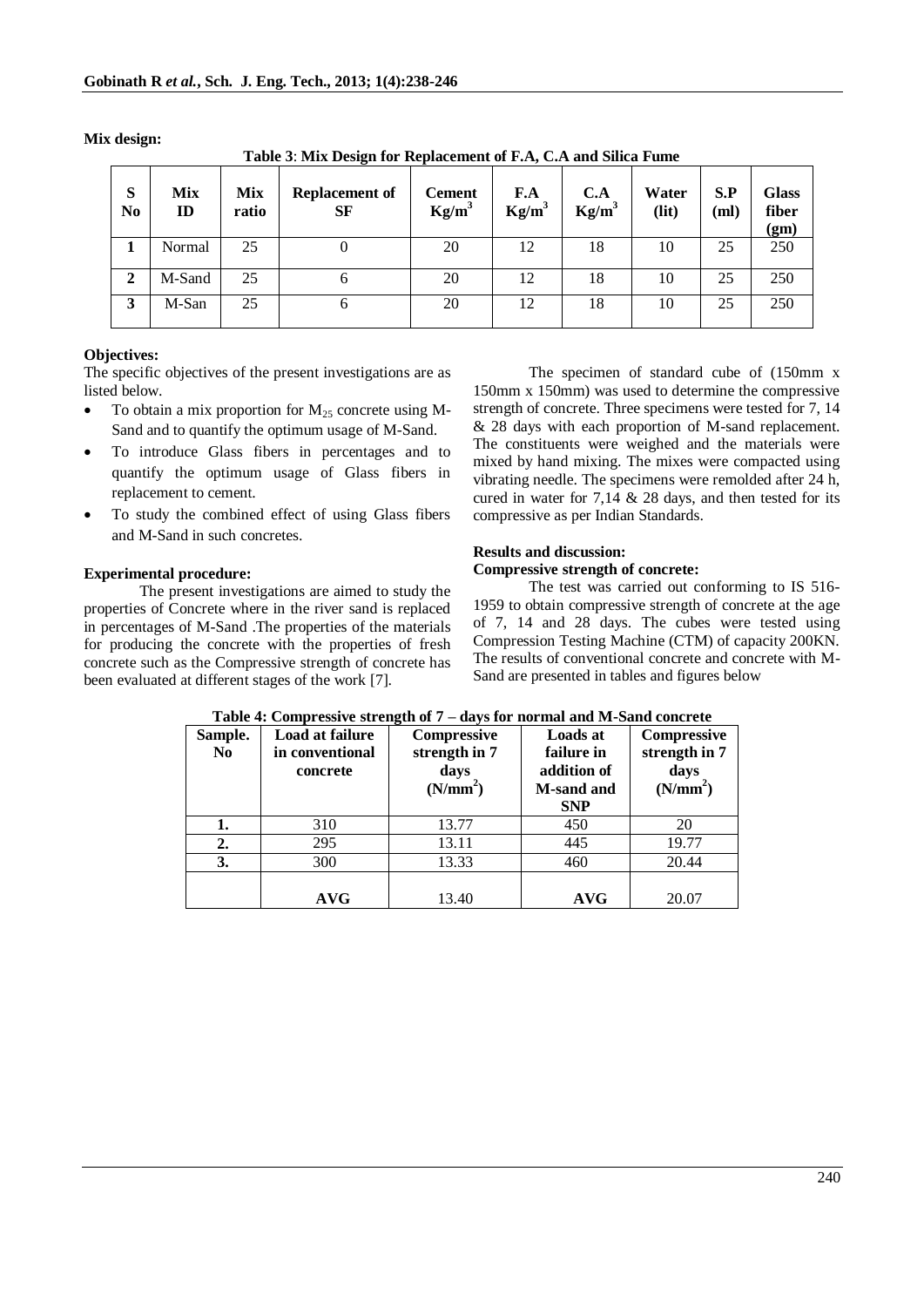**Mix design:**

**Table 3**: **Mix Design for Replacement of F.A, C.A and Silica Fume**

| S No | Mix ID | Mix ratio | Replacement of SF | Cement $Kg/m^3$ | F.A $Kg/m^3$ | C.A $Kg/m^3$ | Water (lit) | S.P (ml) | Glass fiber (gm) |
|---|---|---|---|---|---|---|---|---|---|
| 1 | Normal | 25 | 0 | 20 | 12 | 18 | 10 | 25 | 250 |
| 2 | M-Sand | 25 | 6 | 20 | 12 | 18 | 10 | 25 | 250 |
| 3 | M-San | 25 | 6 | 20 | 12 | 18 | 10 | 25 | 250 |

**Objectives:**

The specific objectives of the present investigations are as listed below.

- To obtain a mix proportion for $M_{25}$ concrete using M-Sand and to quantify the optimum usage of M-Sand.
- To introduce Glass fibers in percentages and to quantify the optimum usage of Glass fibers in replacement to cement.
- To study the combined effect of using Glass fibers and M-Sand in such concretes.

**Experimental procedure:**

The present investigations are aimed to study the properties of Concrete where in the river sand is replaced in percentages of M-Sand .The properties of the materials for producing the concrete with the properties of fresh concrete such as the Compressive strength of concrete has been evaluated at different stages of the work [7].

The specimen of standard cube of (150mm x 150mm x 150mm) was used to determine the compressive strength of concrete. Three specimens were tested for 7, 14 & 28 days with each proportion of M-sand replacement. The constituents were weighed and the materials were mixed by hand mixing. The mixes were compacted using vibrating needle. The specimens were remolded after 24 h, cured in water for 7,14 & 28 days, and then tested for its compressive as per Indian Standards.

**Results and discussion:**

**Compressive strength of concrete:**

The test was carried out conforming to IS 516-1959 to obtain compressive strength of concrete at the age of 7, 14 and 28 days. The cubes were tested using Compression Testing Machine (CTM) of capacity 200KN. The results of conventional concrete and concrete with M-Sand are presented in tables and figures below

**Table 4: Compressive strength of 7 – days for normal and M-Sand concrete**

| Sample. No | Load at failure in conventional concrete | Compressive strength in 7 days ($N/mm^2$) | Loads at failure in addition of M-sand and SNP | Compressive strength in 7 days ($N/mm^2$) |
|---|---|---|---|---|
| 1. | 310 | 13.77 | 450 | 20 |
| 2. | 295 | 13.11 | 445 | 19.77 |
| 3. | 300 | 13.33 | 460 | 20.44 |
| | **AVG** | 13.40 | **AVG** | 20.07 |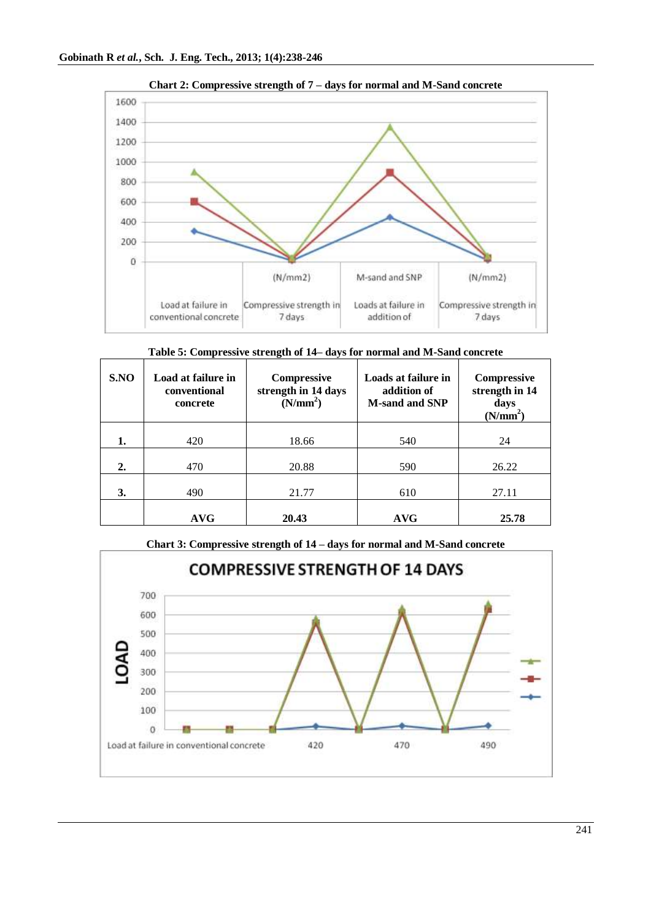**Chart 2: Compressive strength of 7 – days for normal and M-Sand concrete**

**Table 5: Compressive strength of 14– days for normal and M-Sand concrete**

| S.NO | Load at failure in conventional concrete | Compressive strength in 14 days ($N/mm^2$) | Loads at failure in addition of M-sand and SNP | Compressive strength in 14 days ($N/mm^2$) |
|---|---|---|---|---|
| **1.** | 420 | 18.66 | 540 | 24 |
| **2.** | 470 | 20.88 | 590 | 26.22 |
| **3.** | 490 | 21.77 | 610 | 27.11 |
| | **AVG** | **20.43** | **AVG** | **25.78** |

**Chart 3: Compressive strength of 14 – days for normal and M-Sand concrete**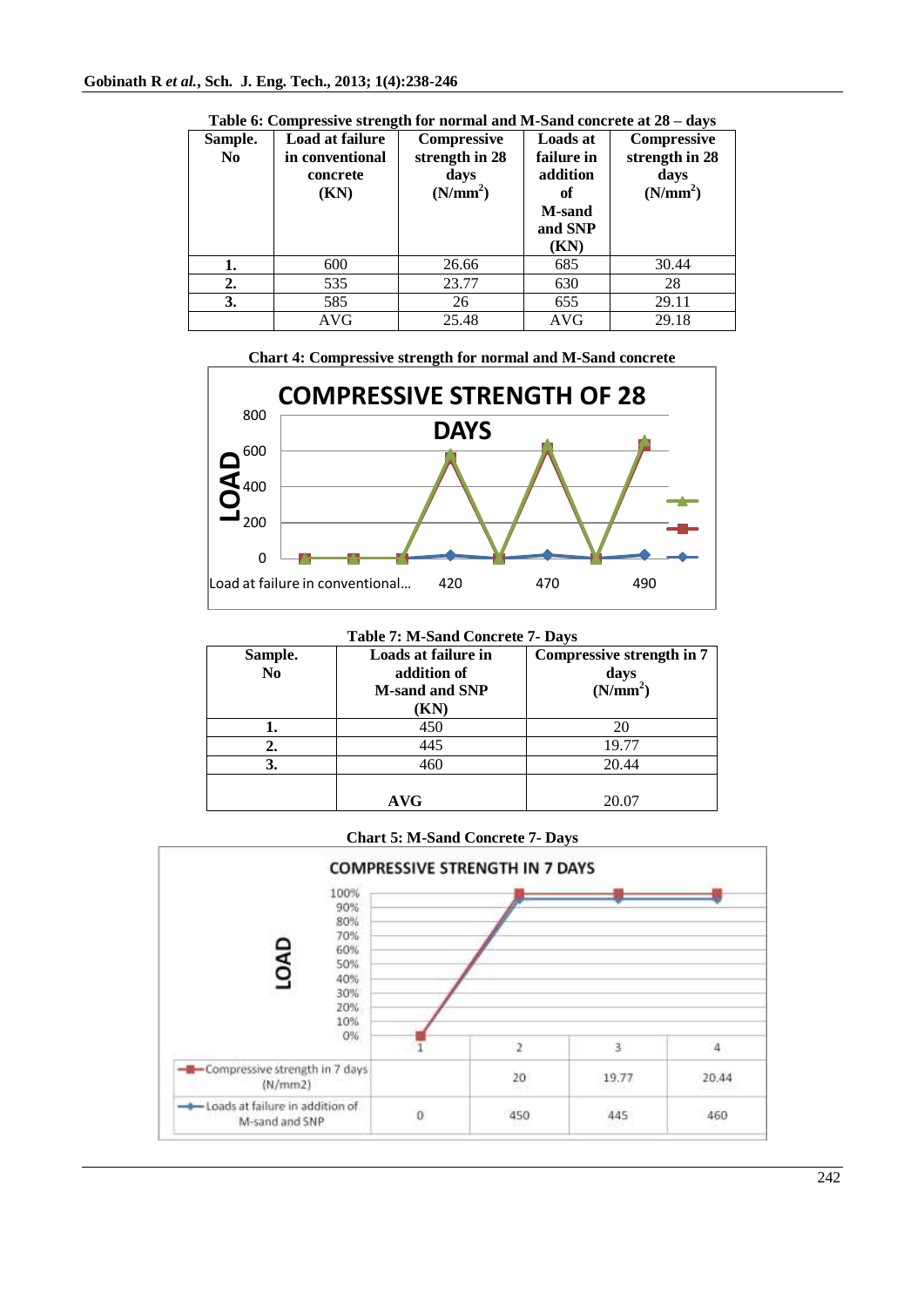**Table 6: Compressive strength for normal and M-Sand concrete at 28 – days**

| Sample. No | Load at failure in conventional concrete (KN) | Compressive strength in 28 days (N/mm$^2$) | Loads at failure in addition of M-sand and SNP (KN) | Compressive strength in 28 days (N/mm$^2$) |
|---|---|---|---|---|
| **1.** | 600 | 26.66 | 685 | 30.44 |
| **2.** | 535 | 23.77 | 630 | 28 |
| **3.** | 585 | 26 | 655 | 29.11 |
| | AVG | 25.48 | AVG | 29.18 |

**Chart 4: Compressive strength for normal and M-Sand concrete**

**Table 7: M-Sand Concrete 7- Days**

| Sample. No | Loads at failure in addition of M-sand and SNP (KN) | Compressive strength in 7 days (N/mm$^2$) |
|---|---|---|
| **1.** | 450 | 20 |
| **2.** | 445 | 19.77 |
| **3.** | 460 | 20.44 |
| | **AVG** | 20.07 |

**Chart 5: M-Sand Concrete 7- Days**

| | 1 | 2 | 3 | 4 |
|---|---|---|---|---|
| Compressive strength in 7 days (N/mm2) | | 20 | 19.77 | 20.44 |
| Loads at failure in addition of M-sand and SNP | 0 | 450 | 445 | 460 |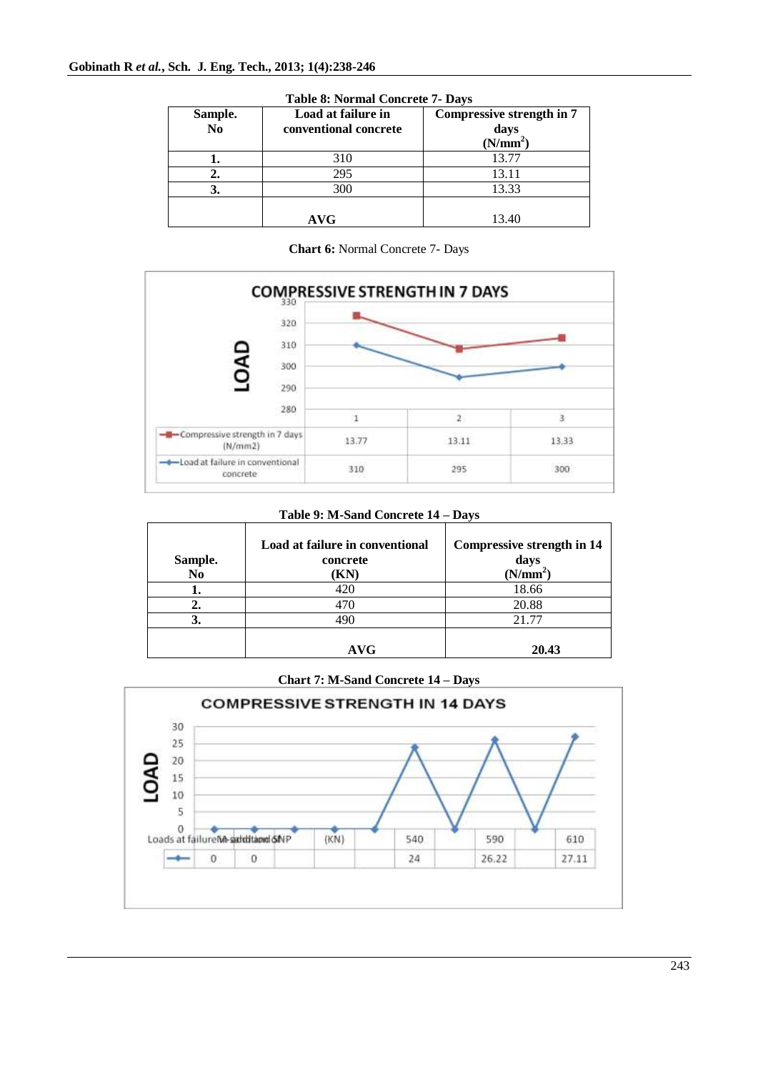**Table 8: Normal Concrete 7- Days**

| Sample. No | Load at failure in conventional concrete | Compressive strength in 7 days ($N/mm^2$) |
|---|---|---|
| 1. | 310 | 13.77 |
| 2. | 295 | 13.11 |
| 3. | 300 | 13.33 |
| | AVG | 13.40 |

**Chart 6:** Normal Concrete 7- Days

COMPRESSIVE STRENGTH IN 7 DAYS

| | 1 | 2 | 3 |
|---|---|---|---|
| Compressive strength in 7 days (N/mm2) | 13.77 | 13.11 | 13.33 |
| Load at failure in conventional concrete | 310 | 295 | 300 |

**Table 9: M-Sand Concrete 14 – Days**

| Sample. No | Load at failure in conventional concrete (KN) | Compressive strength in 14 days ($N/mm^2$) |
|---|---|---|
| 1. | 420 | 18.66 |
| 2. | 470 | 20.88 |
| 3. | 490 | 21.77 |
| | AVG | **20.43** |

**Chart 7: M-Sand Concrete 14 – Days**

COMPRESSIVE STRENGTH IN 14 DAYS

| Loads at failure | M-sand addition of NP | (KN) | | 540 | | 590 | | 610 |
|---|---|---|---|---|---|---|---|---|
| 0 | 0 | | | 24 | | 26.22 | | 27.11 |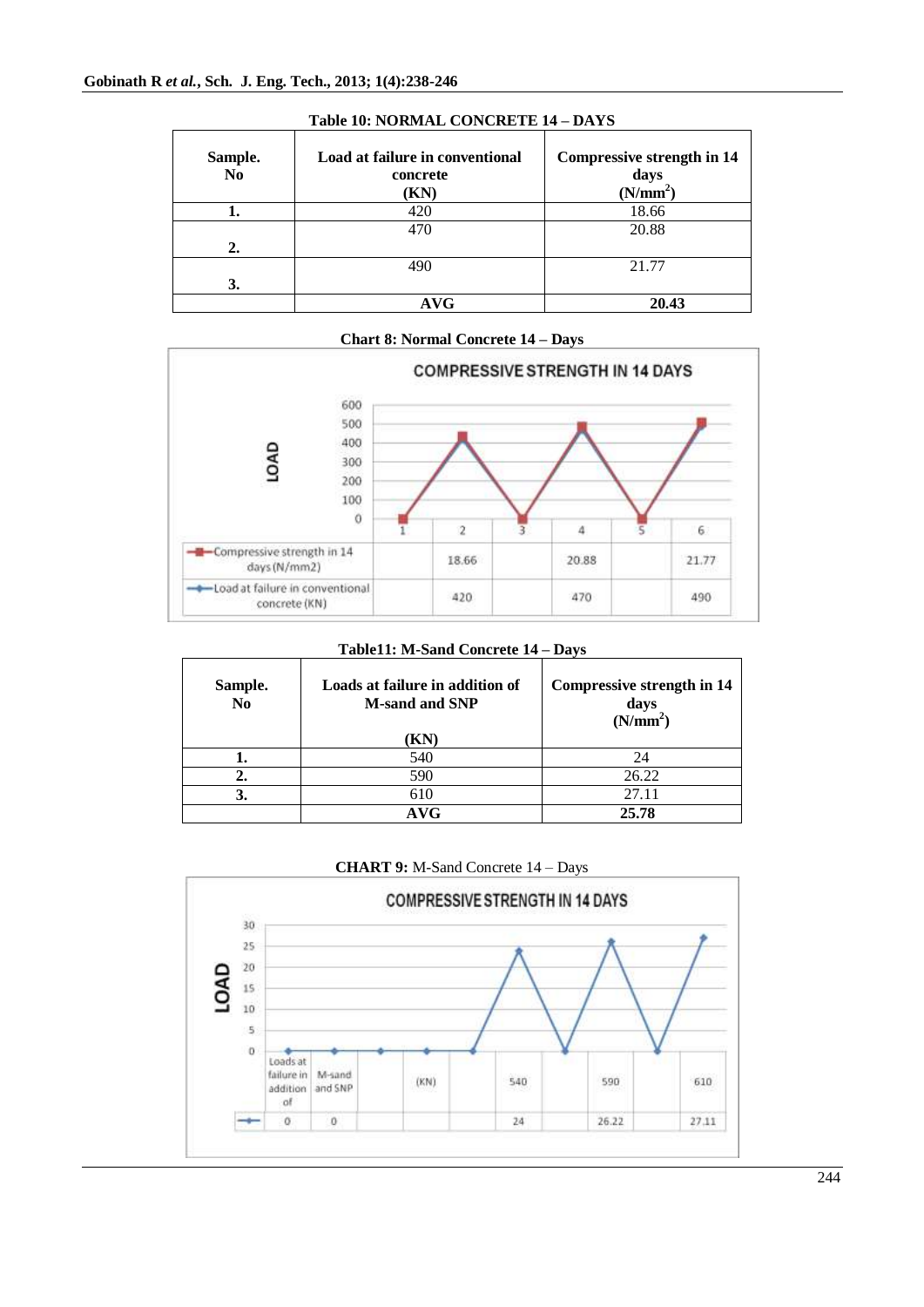**Table 10: NORMAL CONCRETE 14 – DAYS**

| Sample. No | Load at failure in conventional concrete (KN) | Compressive strength in 14 days ($N/mm^2$) |
|---|---|---|
| **1.** | 420 | 18.66 |
| **2.** | 470 | 20.88 |
| **3.** | 490 | 21.77 |
| | **AVG** | **20.43** |

**Chart 8: Normal Concrete 14 – Days**

**Table11: M-Sand Concrete 14 – Days**

| Sample. No | Loads at failure in addition of M-sand and SNP (KN) | Compressive strength in 14 days ($N/mm^2$) |
|---|---|---|
| **1.** | 540 | 24 |
| **2.** | 590 | 26.22 |
| **3.** | 610 | 27.11 |
| | **AVG** | **25.78** |

**CHART 9:** M-Sand Concrete 14 – Days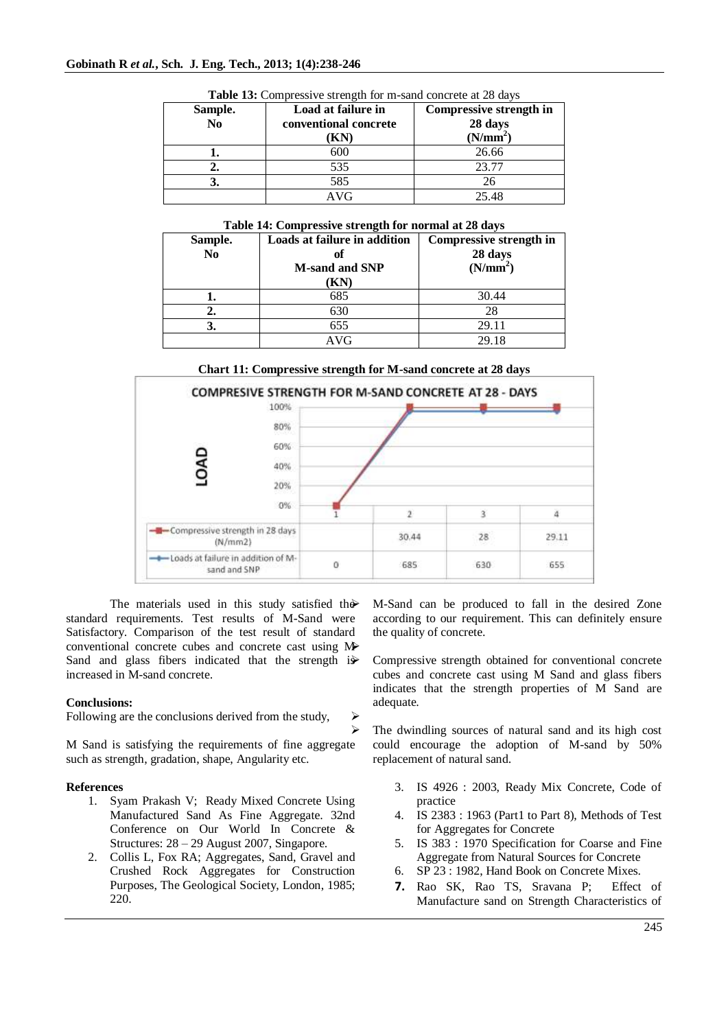**Table 13:** Compressive strength for m-sand concrete at 28 days

| Sample. No | Load at failure in conventional concrete (KN) | Compressive strength in 28 days ($N/mm^2$) |
|---|---|---|
| **1.** | 600 | 26.66 |
| **2.** | 535 | 23.77 |
| **3.** | 585 | 26 |
| | AVG | 25.48 |

**Table 14: Compressive strength for normal at 28 days**

| Sample. No | Loads at failure in addition of M-sand and SNP (KN) | Compressive strength in 28 days ($N/mm^2$) |
|---|---|---|
| **1.** | 685 | 30.44 |
| **2.** | 630 | 28 |
| **3.** | 655 | 29.11 |
| | AVG | 29.18 |

**Chart 11: Compressive strength for M-sand concrete at 28 days**

| | 1 | 2 | 3 | 4 |
|---|---|---|---|---|
| Compressive strength in 28 days (N/mm2) | | 30.44 | 28 | 29.11 |
| Loads at failure in addition of M-sand and SNP | 0 | 685 | 630 | 655 |

The materials used in this study satisfied the standard requirements. Test results of M-Sand were Satisfactory. Comparison of the test result of standard conventional concrete cubes and concrete cast using M-Sand and glass fibers indicated that the strength is increased in M-sand concrete.

**Conclusions:**

Following are the conclusions derived from the study,

- M Sand is satisfying the requirements of fine aggregate such as strength, gradation, shape, Angularity etc.
- M-Sand can be produced to fall in the desired Zone according to our requirement. This can definitely ensure the quality of concrete.
- Compressive strength obtained for conventional concrete cubes and concrete cast using M Sand and glass fibers indicates that the strength properties of M Sand are adequate.
- The dwindling sources of natural sand and its high cost could encourage the adoption of M-sand by 50% replacement of natural sand.

**References**

1. Syam Prakash V; Ready Mixed Concrete Using Manufactured Sand As Fine Aggregate. 32nd Conference on Our World In Concrete & Structures: 28 – 29 August 2007, Singapore.
2. Collis L, Fox RA; Aggregates, Sand, Gravel and Crushed Rock Aggregates for Construction Purposes, The Geological Society, London, 1985; 220.
3. IS 4926 : 2003, Ready Mix Concrete, Code of practice
4. IS 2383 : 1963 (Part1 to Part 8), Methods of Test for Aggregates for Concrete
5. IS 383 : 1970 Specification for Coarse and Fine Aggregate from Natural Sources for Concrete
6. SP 23 : 1982, Hand Book on Concrete Mixes.
7. Rao SK, Rao TS, Sravana P; Effect of Manufacture sand on Strength Characteristics of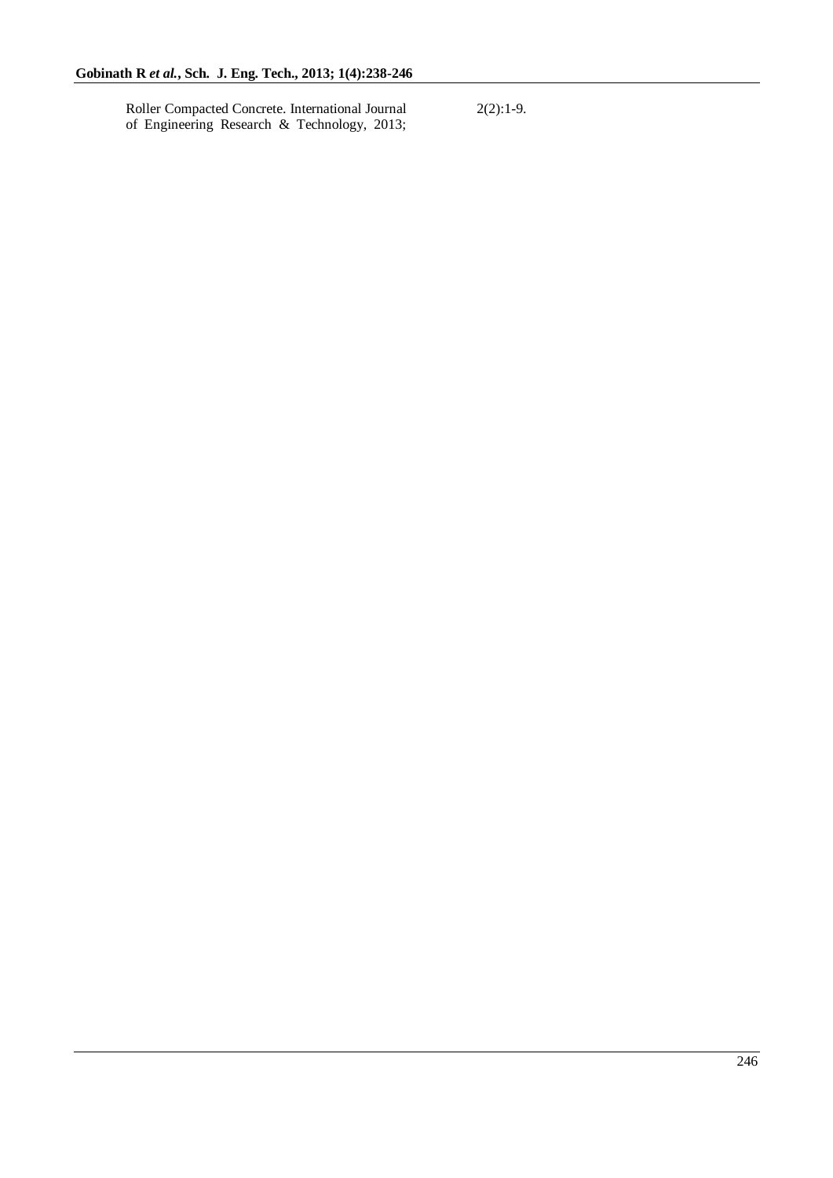Roller Compacted Concrete. International Journal of Engineering Research & Technology, 2013; 2(2):1-9.